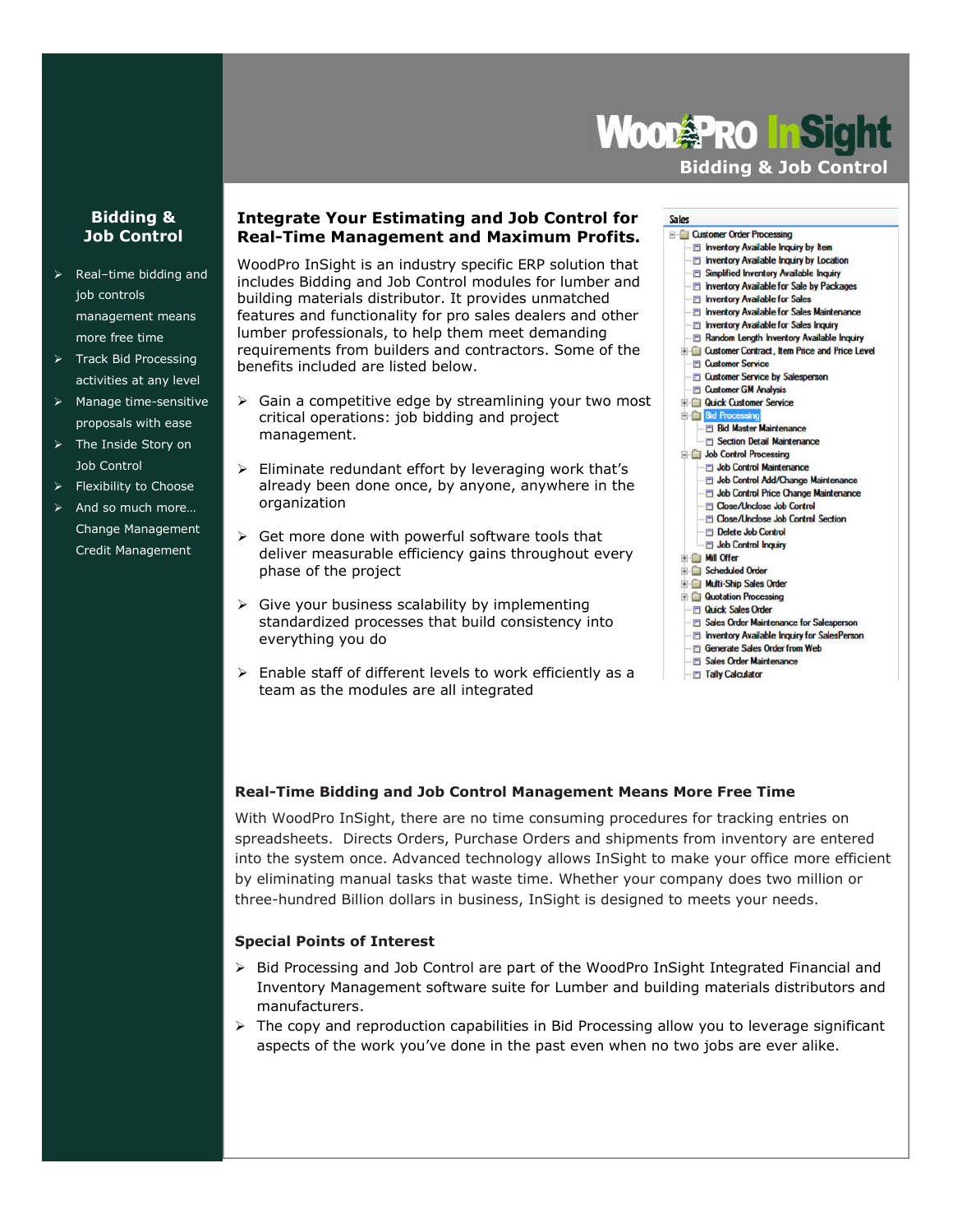# WoodPro InSight

## Bidding & Job Control

### Bidding & Job Control

- Real–time bidding and job controls management means more free time
- Track Bid Processing activities at any level
- Manage time-sensitive proposals with ease
- The Inside Story on Job Control
- Flexibility to Choose
- And so much more… Change Management Credit Management

## Integrate Your Estimating and Job Control for Real-Time Management and Maximum Profits.

WoodPro InSight is an industry specific ERP solution that includes Bidding and Job Control modules for lumber and building materials distributor. It provides unmatched features and functionality for pro sales dealers and other lumber professionals, to help them meet demanding requirements from builders and contractors. Some of the benefits included are listed below.

- Gain a competitive edge by streamlining your two most critical operations: job bidding and project management.
- Eliminate redundant effort by leveraging work that's already been done once, by anyone, anywhere in the organization
- Get more done with powerful software tools that deliver measurable efficiency gains throughout every phase of the project
- Give your business scalability by implementing standardized processes that build consistency into everything you do
- Enable staff of different levels to work efficiently as a team as the modules are all integrated

Sales
- Customer Order Processing
  - Inventory Available Inquiry by Item
  - Inventory Available Inquiry by Location
  - Simplified Inventory Available Inquiry
  - Inventory Available for Sale by Packages
  - Inventory Available for Sales
  - Inventory Available for Sales Maintenance
  - Inventory Available for Sales Inquiry
  - Random Length Inventory Available Inquiry
  - Customer Contract, Item Price and Price Level
  - Customer Service
  - Customer Service by Salesperson
  - Customer GM Analysis
  - Quick Customer Service
  - Bid Processing
    - Bid Master Maintenance
    - Section Detail Maintenance
  - Job Control Processing
    - Job Control Maintenance
    - Job Control Add/Change Maintenance
    - Job Control Price Change Maintenance
    - Close/Unclose Job Control
    - Close/Unclose Job Control Section
    - Delete Job Control
    - Job Control Inquiry
  - Mill Offer
  - Scheduled Order
  - Multi-Ship Sales Order
  - Quotation Processing
  - Quick Sales Order
  - Sales Order Maintenance for Salesperson
  - Inventory Available Inquiry for SalesPerson
  - Generate Sales Order from Web
  - Sales Order Maintenance
  - Tally Calculator

### Real-Time Bidding and Job Control Management Means More Free Time

With WoodPro InSight, there are no time consuming procedures for tracking entries on spreadsheets. Directs Orders, Purchase Orders and shipments from inventory are entered into the system once. Advanced technology allows InSight to make your office more efficient by eliminating manual tasks that waste time. Whether your company does two million or three-hundred Billion dollars in business, InSight is designed to meets your needs.

### Special Points of Interest

- Bid Processing and Job Control are part of the WoodPro InSight Integrated Financial and Inventory Management software suite for Lumber and building materials distributors and manufacturers.
- The copy and reproduction capabilities in Bid Processing allow you to leverage significant aspects of the work you've done in the past even when no two jobs are ever alike.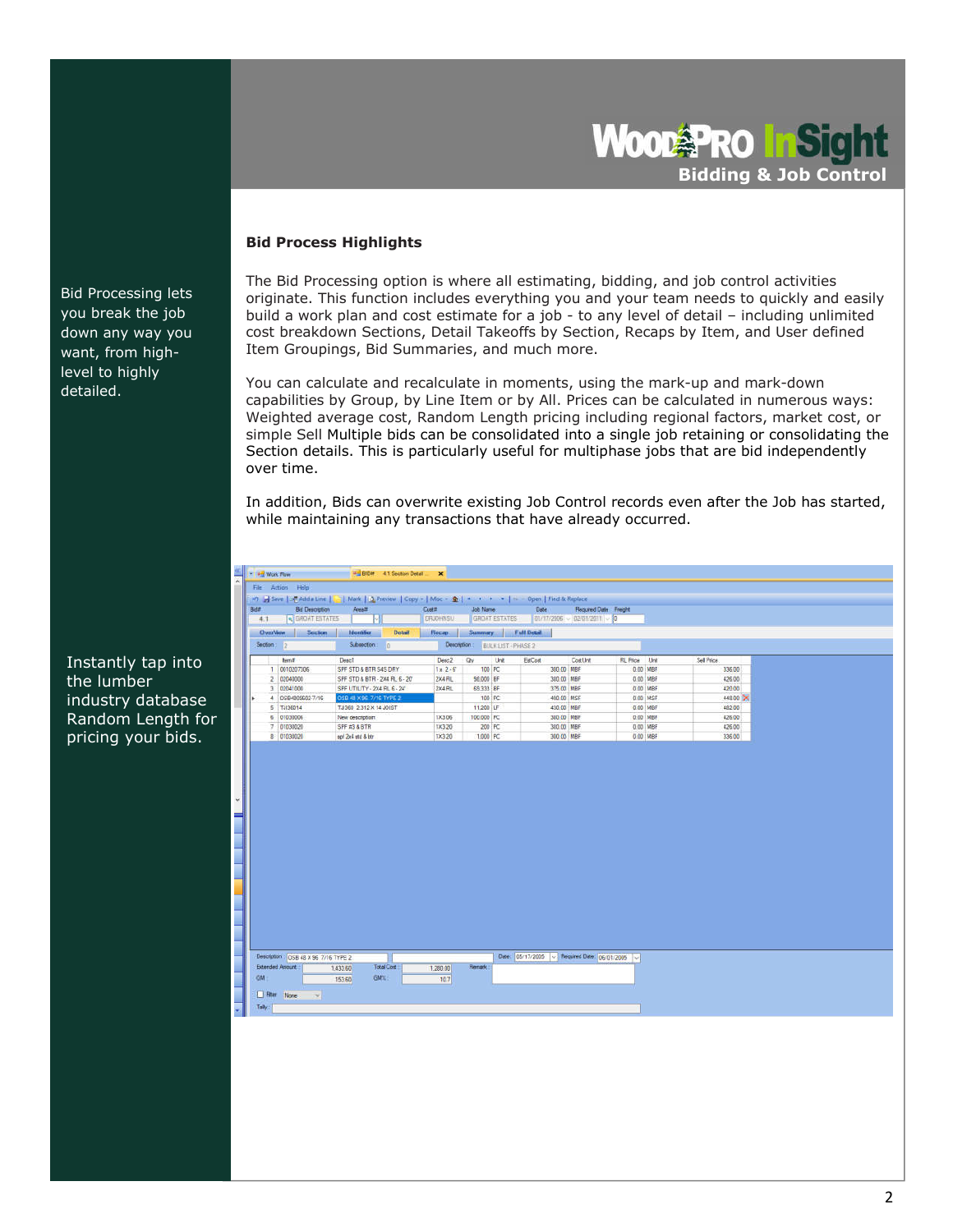WoodPro InSight
**Bidding & Job Control**

Bid Processing lets you break the job down any way you want, from high-level to highly detailed.

Instantly tap into the lumber industry database Random Length for pricing your bids.

### Bid Process Highlights

The Bid Processing option is where all estimating, bidding, and job control activities originate. This function includes everything you and your team needs to quickly and easily build a work plan and cost estimate for a job - to any level of detail – including unlimited cost breakdown Sections, Detail Takeoffs by Section, Recaps by Item, and User defined Item Groupings, Bid Summaries, and much more.

You can calculate and recalculate in moments, using the mark-up and mark-down capabilities by Group, by Line Item or by All. Prices can be calculated in numerous ways: Weighted average cost, Random Length pricing including regional factors, market cost, or simple Sell Multiple bids can be consolidated into a single job retaining or consolidating the Section details. This is particularly useful for multiphase jobs that are bid independently over time.

In addition, Bids can overwrite existing Job Control records even after the Job has started, while maintaining any transactions that have already occurred.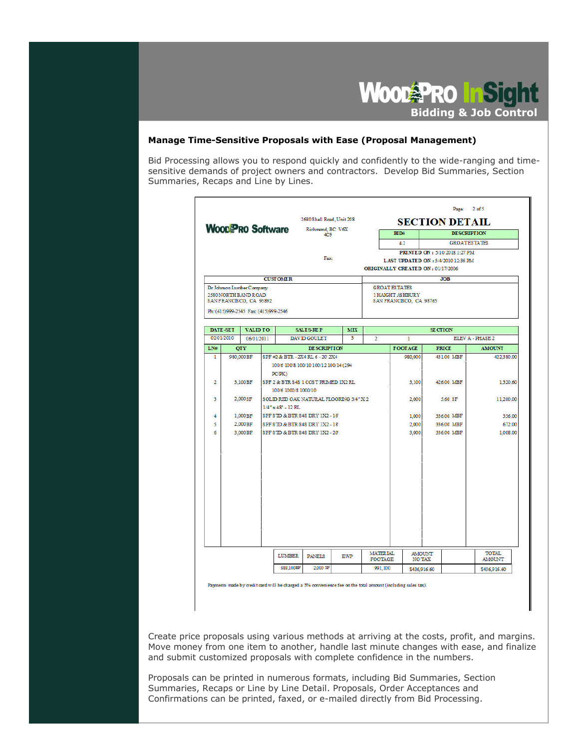# WoodPro InSight
**Bidding & Job Control**

### Manage Time-Sensitive Proposals with Ease (Proposal Management)

Bid Processing allows you to respond quickly and confidently to the wide-ranging and time-sensitive demands of project owners and contractors. Develop Bid Summaries, Section Summaries, Recaps and Line by Lines.

Page: 2 of 5

**WoodPro Software**

2680 Shell Road, Unit 208
Richmond, BC V6X 4C9

Fax:

## SECTION DETAIL

| BID# | DESCRIPTION |
|---|---|
| 4.1 | GROAT ESTATES |

PRINTED ON : 5/10/2018 1:27 PM
LAST UPDATED ON : 5/4/2010 12:36 PM
ORIGINALLY CREATED ON : 01/17/2006

| CUSTOMER | JOB |
|---|---|
| Dr Johnson Lumber Company<br>2580 NORTH BAND ROAD<br>SAN FRANCISCO, CA 95892<br>Ph: (415)999-2545 Fax: (415)999-2546 | GROAT ESTATES<br>1 HAIGHT ASHBURY<br>SAN FRANCISCO, CA 98765 |

| DATE-SET | VALID TO | SALES-REP | MIX | SECTION | | |
|---|---|---|---|---|---|---|
| 02/01/2010 | 06/01/2011 | DAVID GOULET | 3 | 2 | 1 | ELEV A - PHASE 2 |

| LN# | QTY | DESCRIPTION | FOOTAGE | PRICE | AMOUNT |
|---|---|---|---|---|---|
| 1 | 980,000 BF | SPF #2 & BTR - 2X4 RL 6 - 20' 2X4<br>100/6 100/8 100/10 100/12 100/14 (294 PC/PK) | 980,000 | 431.00 MBF | 422,380.00 |
| 2 | 3,100 BF | SPF 2 & BTR S4S 1 COST PRIMED 1X2 RL<br>100/6 1000/8 1000/10 | 3,100 | 426.00 MBF | 1,320.60 |
| 3 | 2,000 SF | SOLID RED OAK NATURAL FLOORING 3/4" X 2 1/4" x 48' - 12 RL | 2,000 | 5.60 SF | 11,200.00 |
| 4 | 1,000 BF | SPF STD & BTR S4S DRY 1X2 - 16' | 1,000 | 336.00 MBF | 336.00 |
| 5 | 2,000 BF | SPF STD & BTR S4S DRY 1X2 - 18' | 2,000 | 336.00 MBF | 672.00 |
| 6 | 3,000 BF | SPF STD & BTR S4S DRY 1X2 - 20' | 3,000 | 336.00 MBF | 1,008.00 |

| LUMBER | PANELS | EWP | MATERIAL FOOTAGE | AMOUNT NO TAX | | TOTAL AMOUNT |
|---|---|---|---|---|---|---|
| 989,100BF | 2,000 SF | | 991,100 | $436,916.60 | | $436,916.60 |

Payments made by credit card will be charged a 3% convenience fee on the total amount (including sales tax).

Create price proposals using various methods at arriving at the costs, profit, and margins. Move money from one item to another, handle last minute changes with ease, and finalize and submit customized proposals with complete confidence in the numbers.

Proposals can be printed in numerous formats, including Bid Summaries, Section Summaries, Recaps or Line by Line Detail. Proposals, Order Acceptances and Confirmations can be printed, faxed, or e-mailed directly from Bid Processing.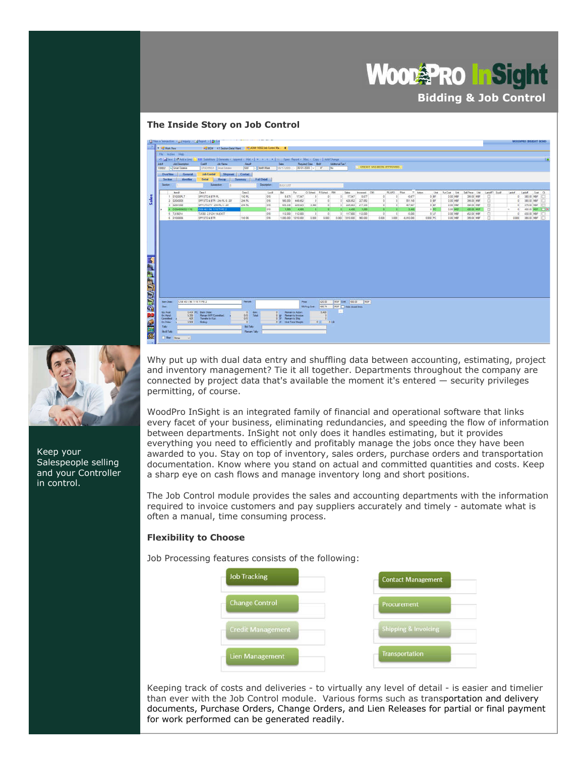# WoodPro InSight

## Bidding & Job Control

### The Inside Story on Job Control

Keep your Salespeople selling and your Controller in control.

Why put up with dual data entry and shuffling data between accounting, estimating, project and inventory management? Tie it all together. Departments throughout the company are connected by project data that's available the moment it's entered — security privileges permitting, of course.

WoodPro InSight is an integrated family of financial and operational software that links every facet of your business, eliminating redundancies, and speeding the flow of information between departments. InSight not only does it handles estimating, but it provides everything you need to efficiently and profitably manage the jobs once they have been awarded to you. Stay on top of inventory, sales orders, purchase orders and transportation documentation. Know where you stand on actual and committed quantities and costs. Keep a sharp eye on cash flows and manage inventory long and short positions.

The Job Control module provides the sales and accounting departments with the information required to invoice customers and pay suppliers accurately and timely - automate what is often a manual, time consuming process.

### Flexibility to Choose

Job Processing features consists of the following:

- Job Tracking
- Change Control
- Credit Management
- Lien Management
- Contact Management
- Procurement
- Shipping & Invoicing
- Transportation

Keeping track of costs and deliveries - to virtually any level of detail - is easier and timelier than ever with the Job Control module. Various forms such as transportation and delivery documents, Purchase Orders, Change Orders, and Lien Releases for partial or final payment for work performed can be generated readily.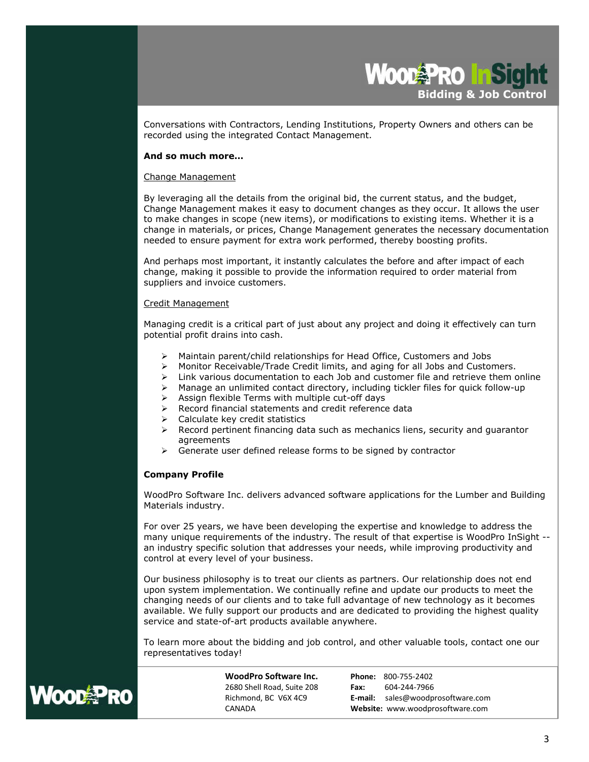Conversations with Contractors, Lending Institutions, Property Owners and others can be recorded using the integrated Contact Management.

**And so much more…**

Change Management

By leveraging all the details from the original bid, the current status, and the budget, Change Management makes it easy to document changes as they occur. It allows the user to make changes in scope (new items), or modifications to existing items. Whether it is a change in materials, or prices, Change Management generates the necessary documentation needed to ensure payment for extra work performed, thereby boosting profits.

And perhaps most important, it instantly calculates the before and after impact of each change, making it possible to provide the information required to order material from suppliers and invoice customers.

Credit Management

Managing credit is a critical part of just about any project and doing it effectively can turn potential profit drains into cash.

- Maintain parent/child relationships for Head Office, Customers and Jobs
- Monitor Receivable/Trade Credit limits, and aging for all Jobs and Customers.
- Link various documentation to each Job and customer file and retrieve them online
- Manage an unlimited contact directory, including tickler files for quick follow-up
- Assign flexible Terms with multiple cut-off days
- Record financial statements and credit reference data
- Calculate key credit statistics
- Record pertinent financing data such as mechanics liens, security and guarantor agreements
- Generate user defined release forms to be signed by contractor

**Company Profile**

WoodPro Software Inc. delivers advanced software applications for the Lumber and Building Materials industry.

For over 25 years, we have been developing the expertise and knowledge to address the many unique requirements of the industry. The result of that expertise is WoodPro InSight -- an industry specific solution that addresses your needs, while improving productivity and control at every level of your business.

Our business philosophy is to treat our clients as partners. Our relationship does not end upon system implementation. We continually refine and update our products to meet the changing needs of our clients and to take full advantage of new technology as it becomes available. We fully support our products and are dedicated to providing the highest quality service and state-of-art products available anywhere.

To learn more about the bidding and job control, and other valuable tools, contact one our representatives today!

**WoodPro Software Inc.**
2680 Shell Road, Suite 208
Richmond, BC V6X 4C9
CANADA

**Phone:** 800-755-2402
**Fax:** 604-244-7966
**E-mail:** sales@woodprosoftware.com
**Website:** www.woodprosoftware.com